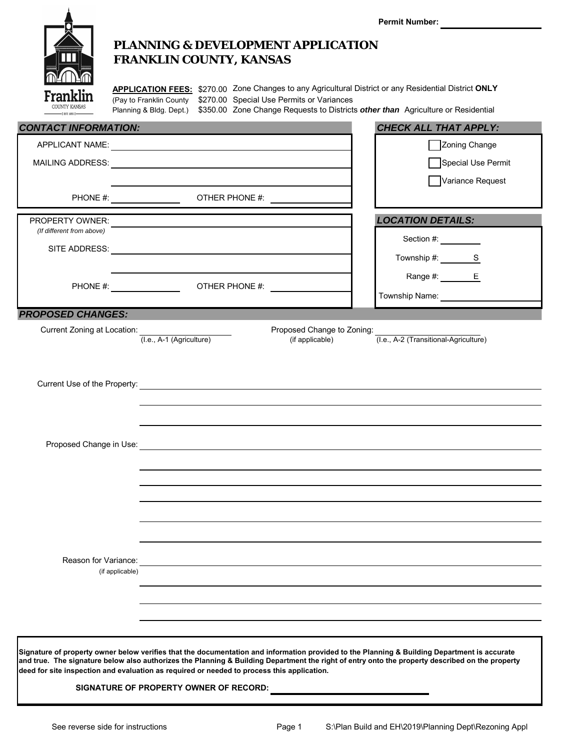Permit Number: ______________

# PLANNING & DEVELOPMENT APPLICATION
# FRANKLIN COUNTY, KANSAS

**APPLICATION FEES:** (Pay to Franklin County Planning & Bldg. Dept.)

| | |
|---|---|
| $270.00 | Zone Changes to any Agricultural District or any Residential District **ONLY** |
| $270.00 | Special Use Permits or Variances |
| $350.00 | Zone Change Requests to Districts ***other than*** Agriculture or Residential |

## *CONTACT INFORMATION:*

APPLICANT NAME: ______________

MAILING ADDRESS: ______________

______________

PHONE #: ______________ OTHER PHONE #: ______________

PROPERTY OWNER: ______________
*(If different from above)*

SITE ADDRESS: ______________

______________

PHONE #: ______________ OTHER PHONE #: ______________

## *CHECK ALL THAT APPLY:*

- [ ] Zoning Change
- [ ] Special Use Permit
- [ ] Variance Request

## *LOCATION DETAILS:*

Section #: ______________

Township #: ______ S

Range #: ______ E

Township Name: ______________

## *PROPOSED CHANGES:*

Current Zoning at Location: ______________ (I.e., A-1 (Agriculture))

Proposed Change to Zoning (if applicable): ______________ (I.e., A-2 (Transitional-Agriculture))

Current Use of the Property: ______________

Proposed Change in Use: ______________

Reason for Variance: ______________
(if applicable)

**Signature of property owner below verifies that the documentation and information provided to the Planning & Building Department is accurate and true. The signature below also authorizes the Planning & Building Department the right of entry onto the property described on the property deed for site inspection and evaluation as required or needed to process this application.**

**SIGNATURE OF PROPERTY OWNER OF RECORD:** ______________

See reverse side for instructions

S:\Plan Build and EH\2019\Planning Dept\Rezoning Appl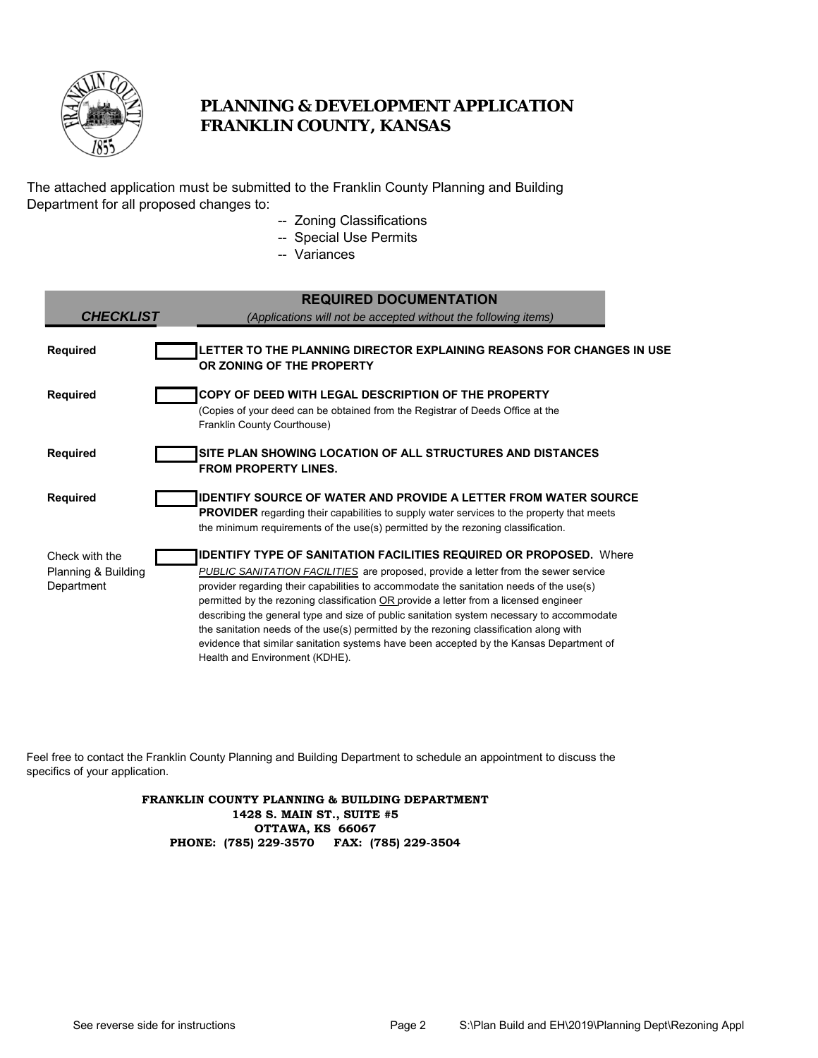# PLANNING & DEVELOPMENT APPLICATION
# FRANKLIN COUNTY, KANSAS

The attached application must be submitted to the Franklin County Planning and Building Department for all proposed changes to:

- -- Zoning Classifications
- -- Special Use Permits
- -- Variances

| *CHECKLIST* | | **REQUIRED DOCUMENTATION** *(Applications will not be accepted without the following items)* |
|---|---|---|
| **Required** | ☐ | **LETTER TO THE PLANNING DIRECTOR EXPLAINING REASONS FOR CHANGES IN USE OR ZONING OF THE PROPERTY** |
| **Required** | ☐ | **COPY OF DEED WITH LEGAL DESCRIPTION OF THE PROPERTY** (Copies of your deed can be obtained from the Registrar of Deeds Office at the Franklin County Courthouse) |
| **Required** | ☐ | **SITE PLAN SHOWING LOCATION OF ALL STRUCTURES AND DISTANCES FROM PROPERTY LINES.** |
| **Required** | ☐ | **IDENTIFY SOURCE OF WATER AND PROVIDE A LETTER FROM WATER SOURCE PROVIDER** regarding their capabilities to supply water services to the property that meets the minimum requirements of the use(s) permitted by the rezoning classification. |
| Check with the Planning & Building Department | ☐ | **IDENTIFY TYPE OF SANITATION FACILITIES REQUIRED OR PROPOSED.** Where *PUBLIC SANITATION FACILITIES* are proposed, provide a letter from the sewer service provider regarding their capabilities to accommodate the sanitation needs of the use(s) permitted by the rezoning classification OR provide a letter from a licensed engineer describing the general type and size of public sanitation system necessary to accommodate the sanitation needs of the use(s) permitted by the rezoning classification along with evidence that similar sanitation systems have been accepted by the Kansas Department of Health and Environment (KDHE). |

Feel free to contact the Franklin County Planning and Building Department to schedule an appointment to discuss the specifics of your application.

**FRANKLIN COUNTY PLANNING & BUILDING DEPARTMENT**
**1428 S. MAIN ST., SUITE #5**
**OTTAWA, KS 66067**
**PHONE: (785) 229-3570 FAX: (785) 229-3504**

See reverse side for instructions

S:\Plan Build and EH\2019\Planning Dept\Rezoning Appl